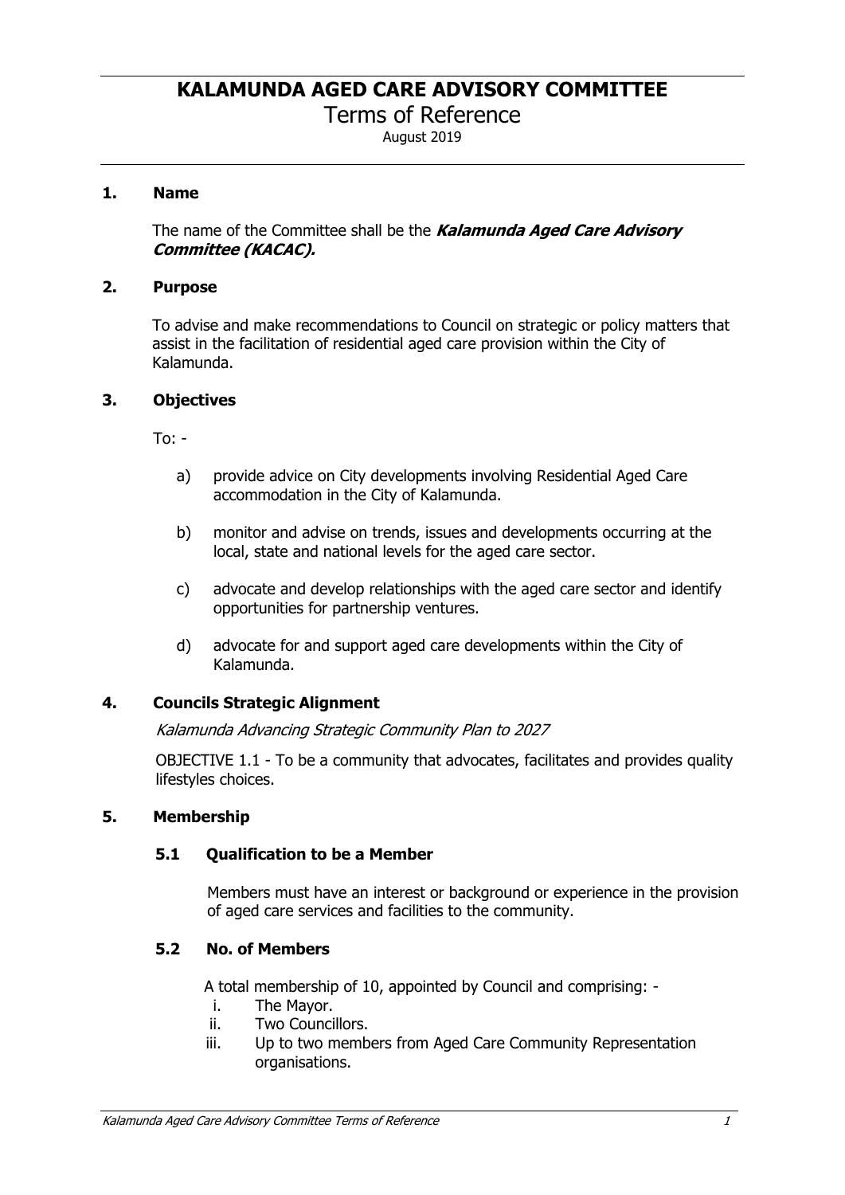# KALAMUNDA AGED CARE ADVISORY COMMITTEE

## Terms of Reference

August 2019

### 1. Name

The name of the Committee shall be the ***Kalamunda Aged Care Advisory Committee (KACAC).***

### 2. Purpose

To advise and make recommendations to Council on strategic or policy matters that assist in the facilitation of residential aged care provision within the City of Kalamunda.

### 3. Objectives

To: -

a) provide advice on City developments involving Residential Aged Care accommodation in the City of Kalamunda.

b) monitor and advise on trends, issues and developments occurring at the local, state and national levels for the aged care sector.

c) advocate and develop relationships with the aged care sector and identify opportunities for partnership ventures.

d) advocate for and support aged care developments within the City of Kalamunda.

### 4. Councils Strategic Alignment

*Kalamunda Advancing Strategic Community Plan to 2027*

OBJECTIVE 1.1 - To be a community that advocates, facilitates and provides quality lifestyles choices.

### 5. Membership

#### 5.1 Qualification to be a Member

Members must have an interest or background or experience in the provision of aged care services and facilities to the community.

#### 5.2 No. of Members

A total membership of 10, appointed by Council and comprising: -

i. The Mayor.
ii. Two Councillors.
iii. Up to two members from Aged Care Community Representation organisations.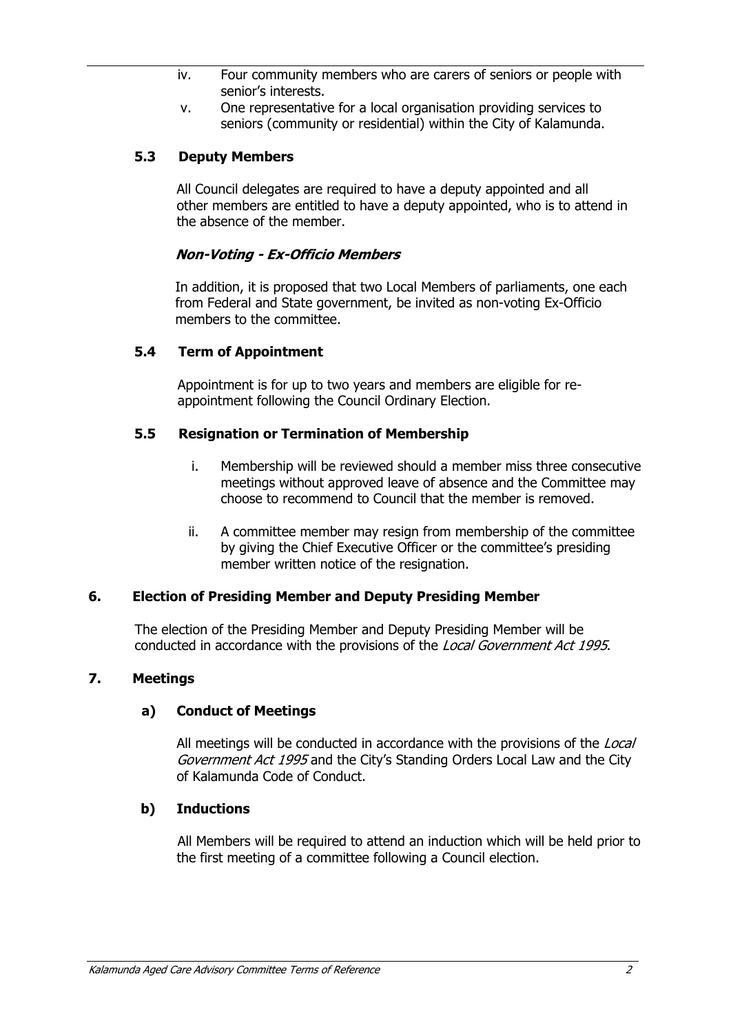iv. Four community members who are carers of seniors or people with senior's interests.

v. One representative for a local organisation providing services to seniors (community or residential) within the City of Kalamunda.

### 5.3 Deputy Members

All Council delegates are required to have a deputy appointed and all other members are entitled to have a deputy appointed, who is to attend in the absence of the member.

#### *Non-Voting - Ex-Officio Members*

In addition, it is proposed that two Local Members of parliaments, one each from Federal and State government, be invited as non-voting Ex-Officio members to the committee.

### 5.4 Term of Appointment

Appointment is for up to two years and members are eligible for re-appointment following the Council Ordinary Election.

### 5.5 Resignation or Termination of Membership

i. Membership will be reviewed should a member miss three consecutive meetings without approved leave of absence and the Committee may choose to recommend to Council that the member is removed.

ii. A committee member may resign from membership of the committee by giving the Chief Executive Officer or the committee's presiding member written notice of the resignation.

## 6. Election of Presiding Member and Deputy Presiding Member

The election of the Presiding Member and Deputy Presiding Member will be conducted in accordance with the provisions of the *Local Government Act 1995*.

## 7. Meetings

### a) Conduct of Meetings

All meetings will be conducted in accordance with the provisions of the *Local Government Act 1995* and the City's Standing Orders Local Law and the City of Kalamunda Code of Conduct.

### b) Inductions

All Members will be required to attend an induction which will be held prior to the first meeting of a committee following a Council election.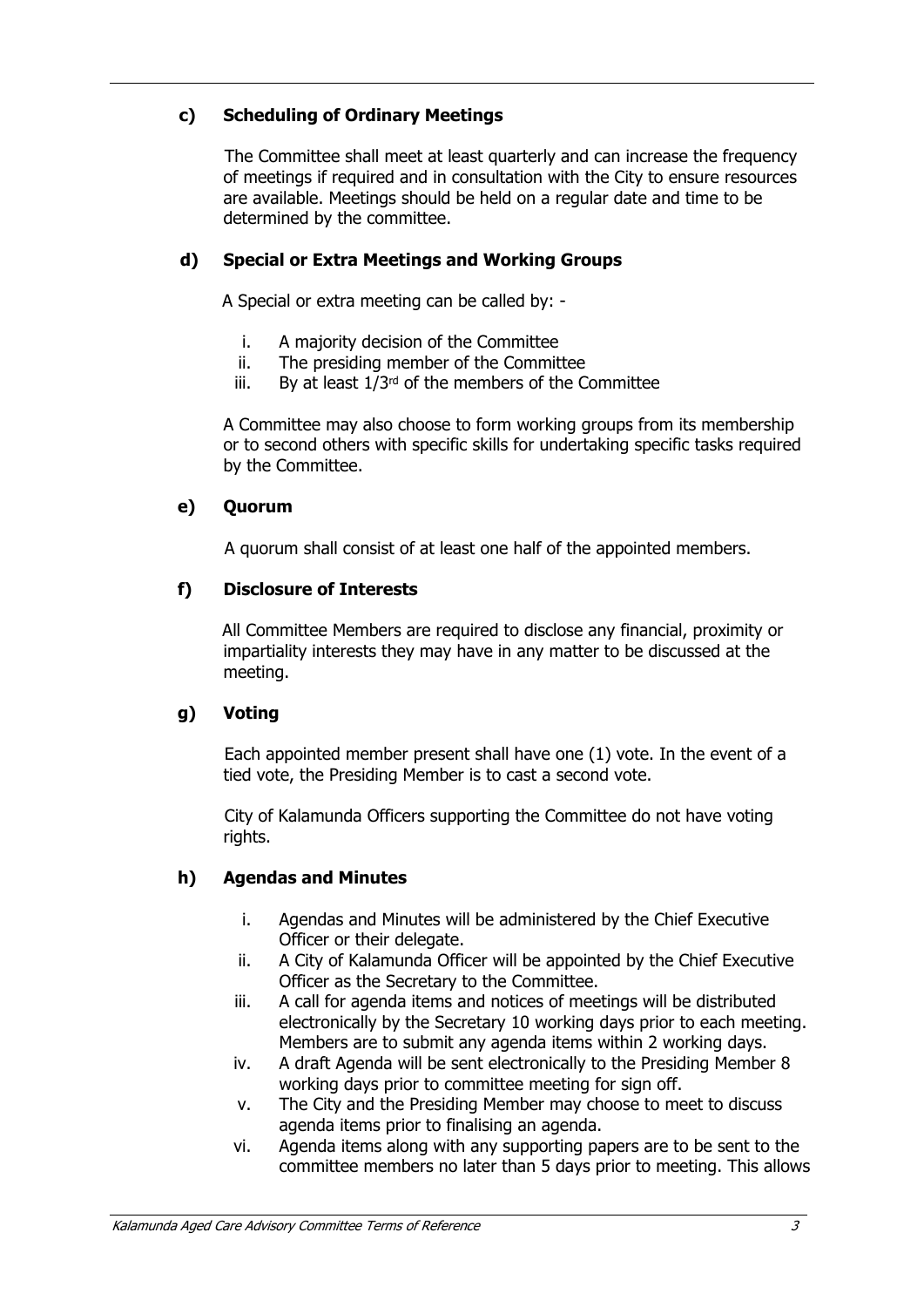### c) Scheduling of Ordinary Meetings

The Committee shall meet at least quarterly and can increase the frequency of meetings if required and in consultation with the City to ensure resources are available. Meetings should be held on a regular date and time to be determined by the committee.

### d) Special or Extra Meetings and Working Groups

A Special or extra meeting can be called by: -

i. A majority decision of the Committee
ii. The presiding member of the Committee
iii. By at least 1/3rd of the members of the Committee

A Committee may also choose to form working groups from its membership or to second others with specific skills for undertaking specific tasks required by the Committee.

### e) Quorum

A quorum shall consist of at least one half of the appointed members.

### f) Disclosure of Interests

All Committee Members are required to disclose any financial, proximity or impartiality interests they may have in any matter to be discussed at the meeting.

### g) Voting

Each appointed member present shall have one (1) vote. In the event of a tied vote, the Presiding Member is to cast a second vote.

City of Kalamunda Officers supporting the Committee do not have voting rights.

### h) Agendas and Minutes

i. Agendas and Minutes will be administered by the Chief Executive Officer or their delegate.
ii. A City of Kalamunda Officer will be appointed by the Chief Executive Officer as the Secretary to the Committee.
iii. A call for agenda items and notices of meetings will be distributed electronically by the Secretary 10 working days prior to each meeting. Members are to submit any agenda items within 2 working days.
iv. A draft Agenda will be sent electronically to the Presiding Member 8 working days prior to committee meeting for sign off.
v. The City and the Presiding Member may choose to meet to discuss agenda items prior to finalising an agenda.
vi. Agenda items along with any supporting papers are to be sent to the committee members no later than 5 days prior to meeting. This allows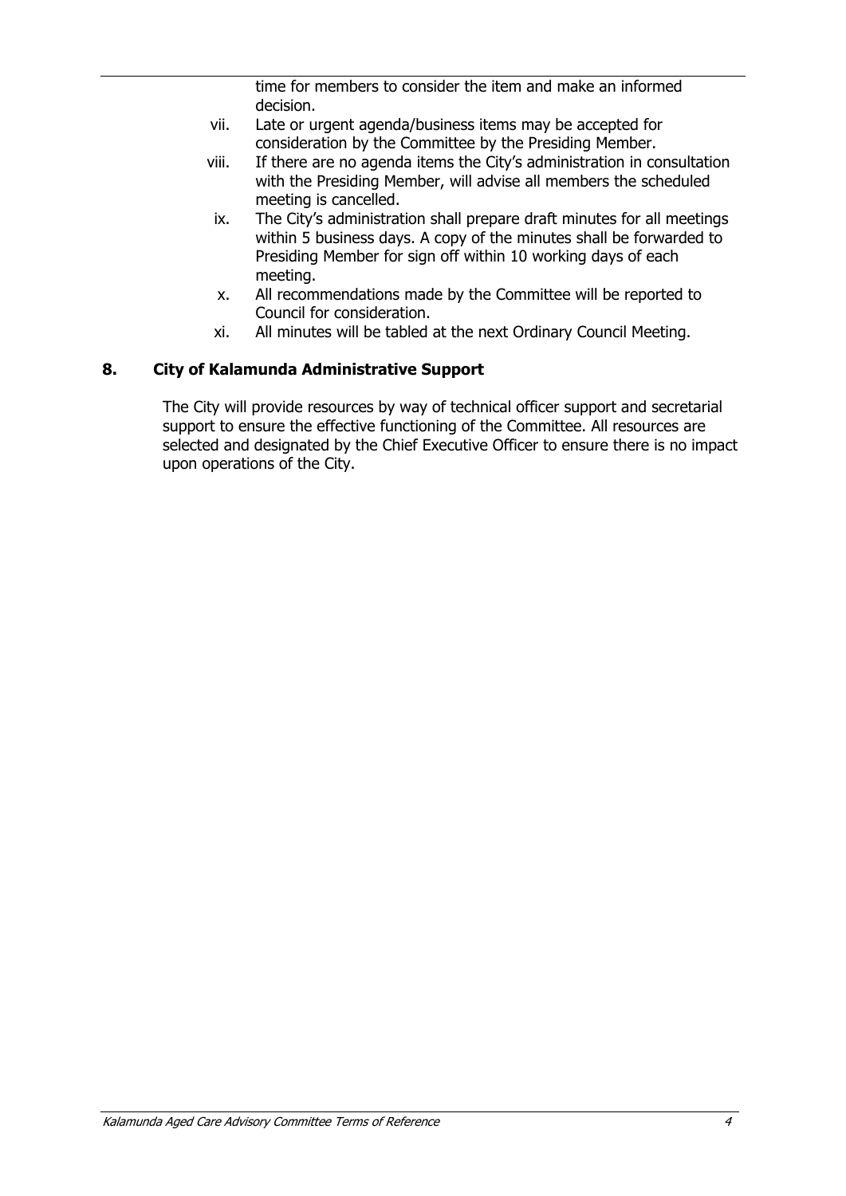time for members to consider the item and make an informed decision.

vii. Late or urgent agenda/business items may be accepted for consideration by the Committee by the Presiding Member.

viii. If there are no agenda items the City's administration in consultation with the Presiding Member, will advise all members the scheduled meeting is cancelled.

ix. The City's administration shall prepare draft minutes for all meetings within 5 business days. A copy of the minutes shall be forwarded to Presiding Member for sign off within 10 working days of each meeting.

x. All recommendations made by the Committee will be reported to Council for consideration.

xi. All minutes will be tabled at the next Ordinary Council Meeting.

## 8. City of Kalamunda Administrative Support

The City will provide resources by way of technical officer support and secretarial support to ensure the effective functioning of the Committee. All resources are selected and designated by the Chief Executive Officer to ensure there is no impact upon operations of the City.